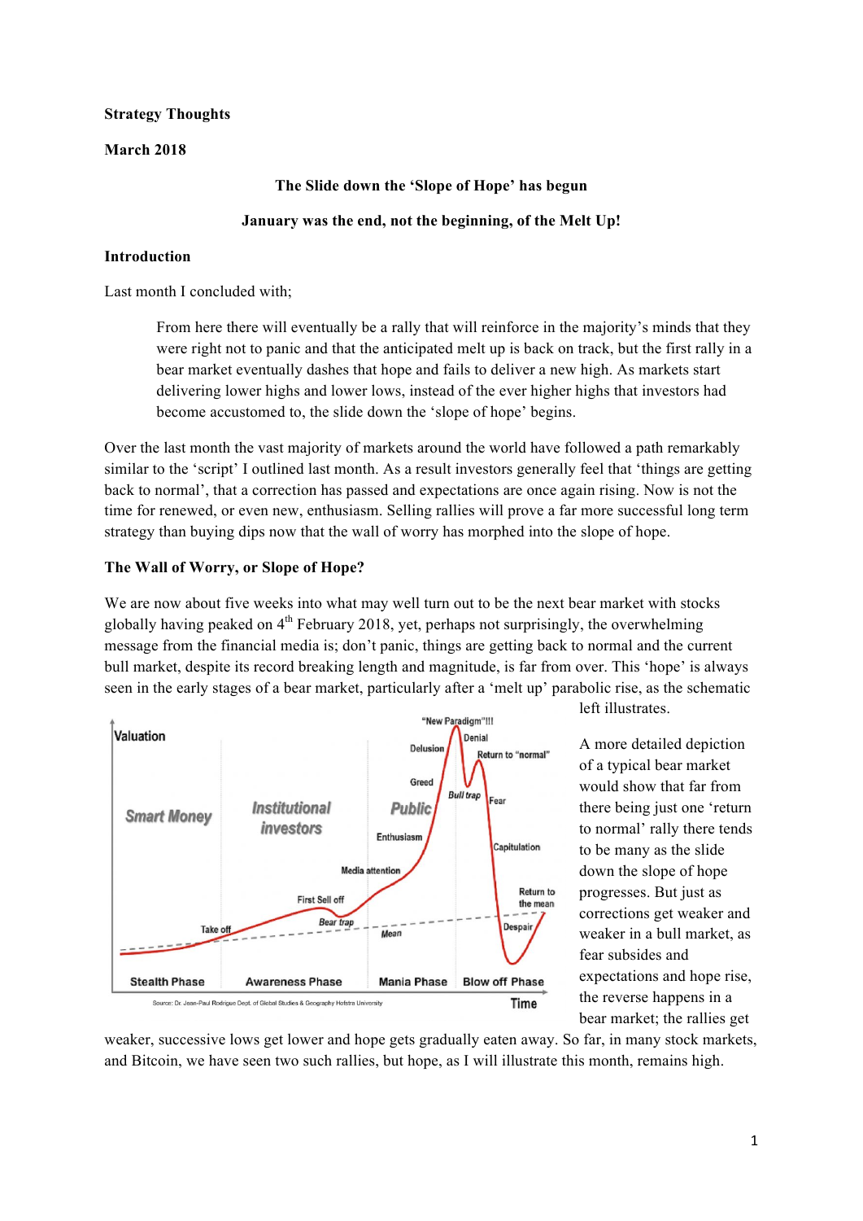**Strategy Thoughts**

**March 2018**

**The Slide down the 'Slope of Hope' has begun**

**January was the end, not the beginning, of the Melt Up!**

**Introduction**

Last month I concluded with;

> From here there will eventually be a rally that will reinforce in the majority's minds that they were right not to panic and that the anticipated melt up is back on track, but the first rally in a bear market eventually dashes that hope and fails to deliver a new high. As markets start delivering lower highs and lower lows, instead of the ever higher highs that investors had become accustomed to, the slide down the 'slope of hope' begins.

Over the last month the vast majority of markets around the world have followed a path remarkably similar to the 'script' I outlined last month. As a result investors generally feel that 'things are getting back to normal', that a correction has passed and expectations are once again rising. Now is not the time for renewed, or even new, enthusiasm. Selling rallies will prove a far more successful long term strategy than buying dips now that the wall of worry has morphed into the slope of hope.

**The Wall of Worry, or Slope of Hope?**

We are now about five weeks into what may well turn out to be the next bear market with stocks globally having peaked on 4th February 2018, yet, perhaps not surprisingly, the overwhelming message from the financial media is; don't panic, things are getting back to normal and the current bull market, despite its record breaking length and magnitude, is far from over. This 'hope' is always seen in the early stages of a bear market, particularly after a 'melt up' parabolic rise, as the schematic left illustrates.

Source: Dr. Jean-Paul Rodrigue Dept. of Global Studies & Geography Hofstra University

A more detailed depiction of a typical bear market would show that far from there being just one 'return to normal' rally there tends to be many as the slide down the slope of hope progresses. But just as corrections get weaker and weaker in a bull market, as fear subsides and expectations and hope rise, the reverse happens in a bear market; the rallies get weaker, successive lows get lower and hope gets gradually eaten away. So far, in many stock markets, and Bitcoin, we have seen two such rallies, but hope, as I will illustrate this month, remains high.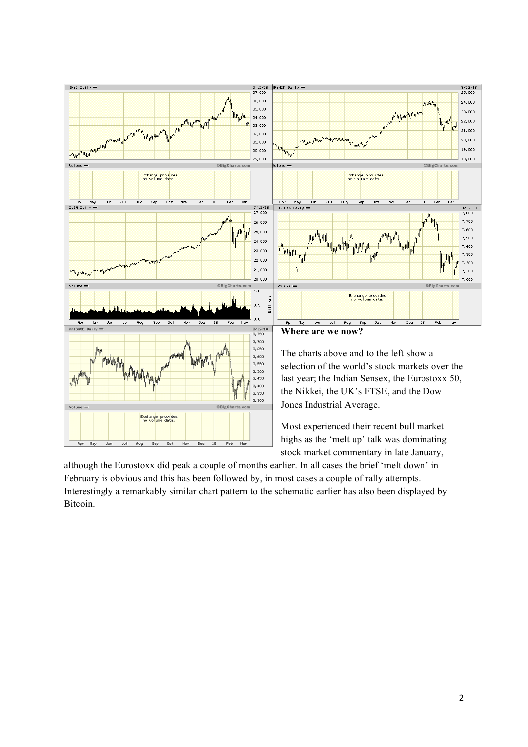## Where are we now?

The charts above and to the left show a selection of the world's stock markets over the last year; the Indian Sensex, the Eurostoxx 50, the Nikkei, the UK's FTSE, and the Dow Jones Industrial Average.

Most experienced their recent bull market highs as the 'melt up' talk was dominating stock market commentary in late January, although the Eurostoxx did peak a couple of months earlier. In all cases the brief 'melt down' in February is obvious and this has been followed by, in most cases a couple of rally attempts. Interestingly a remarkably similar chart pattern to the schematic earlier has also been displayed by Bitcoin.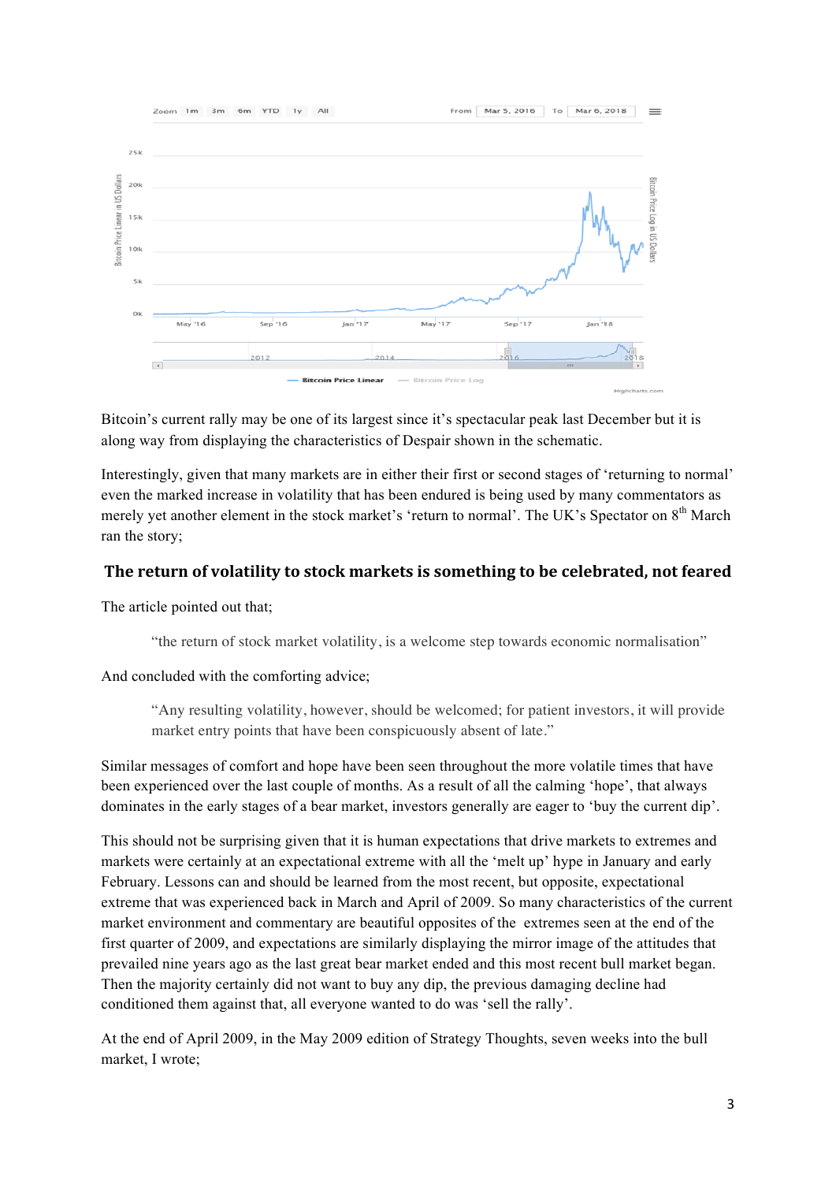Bitcoin's current rally may be one of its largest since it's spectacular peak last December but it is along way from displaying the characteristics of Despair shown in the schematic.

Interestingly, given that many markets are in either their first or second stages of 'returning to normal' even the marked increase in volatility that has been endured is being used by many commentators as merely yet another element in the stock market's 'return to normal'. The UK's Spectator on 8th March ran the story;

### The return of volatility to stock markets is something to be celebrated, not feared

The article pointed out that;

> "the return of stock market volatility, is a welcome step towards economic normalisation"

And concluded with the comforting advice;

> "Any resulting volatility, however, should be welcomed; for patient investors, it will provide market entry points that have been conspicuously absent of late."

Similar messages of comfort and hope have been seen throughout the more volatile times that have been experienced over the last couple of months. As a result of all the calming 'hope', that always dominates in the early stages of a bear market, investors generally are eager to 'buy the current dip'.

This should not be surprising given that it is human expectations that drive markets to extremes and markets were certainly at an expectational extreme with all the 'melt up' hype in January and early February. Lessons can and should be learned from the most recent, but opposite, expectational extreme that was experienced back in March and April of 2009. So many characteristics of the current market environment and commentary are beautiful opposites of the extremes seen at the end of the first quarter of 2009, and expectations are similarly displaying the mirror image of the attitudes that prevailed nine years ago as the last great bear market ended and this most recent bull market began. Then the majority certainly did not want to buy any dip, the previous damaging decline had conditioned them against that, all everyone wanted to do was 'sell the rally'.

At the end of April 2009, in the May 2009 edition of Strategy Thoughts, seven weeks into the bull market, I wrote;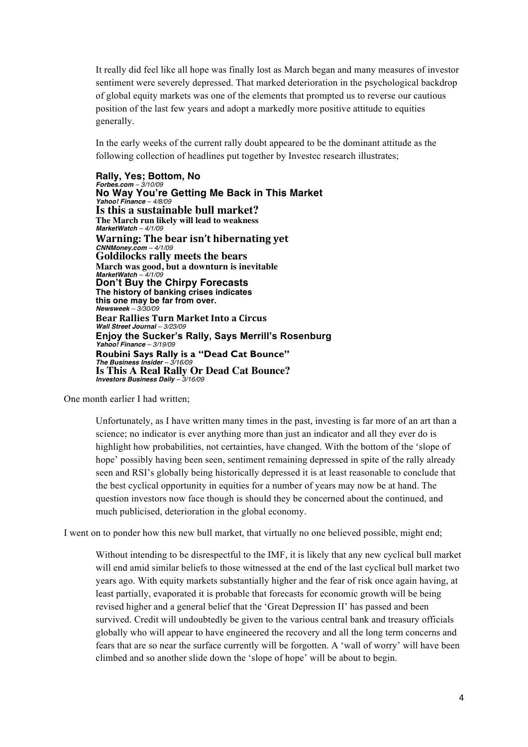It really did feel like all hope was finally lost as March began and many measures of investor sentiment were severely depressed. That marked deterioration in the psychological backdrop of global equity markets was one of the elements that prompted us to reverse our cautious position of the last few years and adopt a markedly more positive attitude to equities generally.

In the early weeks of the current rally doubt appeared to be the dominant attitude as the following collection of headlines put together by Investec research illustrates;

**Rally, Yes; Bottom, No**
***Forbes.com** – 3/10/09*
**No Way You're Getting Me Back in This Market**
***Yahoo! Finance** – 4/8/09*
**Is this a sustainable bull market?**
**The March run likely will lead to weakness**
***MarketWatch** – 4/1/09*
**Warning: The bear isn't hibernating yet**
***CNNMoney.com** – 4/1/09*
**Goldilocks rally meets the bears**
**March was good, but a downturn is inevitable**
***MarketWatch** – 4/1/09*
**Don't Buy the Chirpy Forecasts**
**The history of banking crises indicates this one may be far from over.**
***Newsweek** – 3/30/09*
**Bear Rallies Turn Market Into a Circus**
***Wall Street Journal** – 3/23/09*
**Enjoy the Sucker's Rally, Says Merrill's Rosenburg**
***Yahoo! Finance** – 3/19/09*
**Roubini Says Rally is a "Dead Cat Bounce"**
***The Business Insider** – 3/16/09*
**Is This A Real Rally Or Dead Cat Bounce?**
***Investors Business Daily** – 3/16/09*

One month earlier I had written;

> Unfortunately, as I have written many times in the past, investing is far more of an art than a science; no indicator is ever anything more than just an indicator and all they ever do is highlight how probabilities, not certainties, have changed. With the bottom of the 'slope of hope' possibly having been seen, sentiment remaining depressed in spite of the rally already seen and RSI's globally being historically depressed it is at least reasonable to conclude that the best cyclical opportunity in equities for a number of years may now be at hand. The question investors now face though is should they be concerned about the continued, and much publicised, deterioration in the global economy.

I went on to ponder how this new bull market, that virtually no one believed possible, might end;

> Without intending to be disrespectful to the IMF, it is likely that any new cyclical bull market will end amid similar beliefs to those witnessed at the end of the last cyclical bull market two years ago. With equity markets substantially higher and the fear of risk once again having, at least partially, evaporated it is probable that forecasts for economic growth will be being revised higher and a general belief that the 'Great Depression II' has passed and been survived. Credit will undoubtedly be given to the various central bank and treasury officials globally who will appear to have engineered the recovery and all the long term concerns and fears that are so near the surface currently will be forgotten. A 'wall of worry' will have been climbed and so another slide down the 'slope of hope' will be about to begin.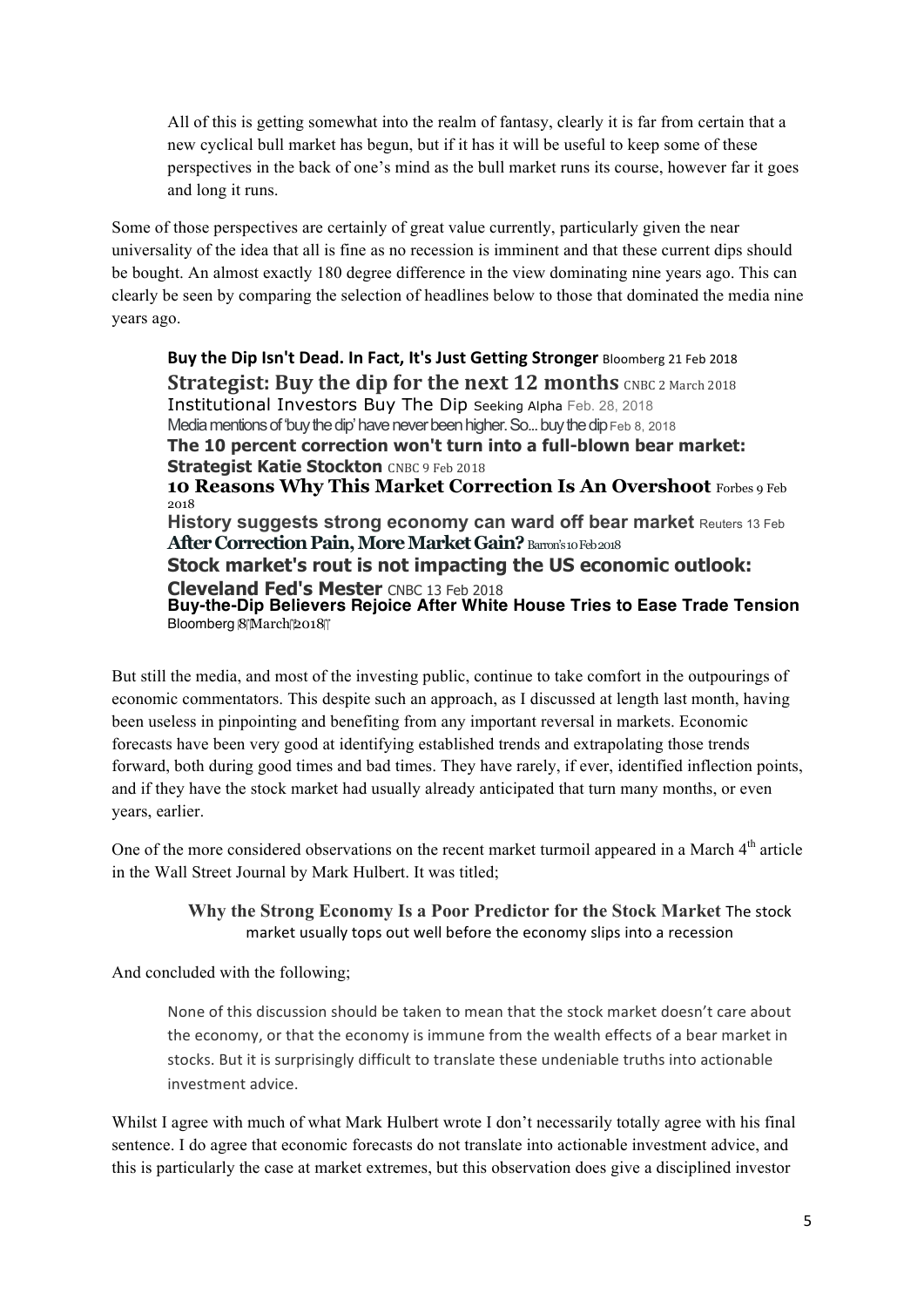> All of this is getting somewhat into the realm of fantasy, clearly it is far from certain that a new cyclical bull market has begun, but if it has it will be useful to keep some of these perspectives in the back of one's mind as the bull market runs its course, however far it goes and long it runs.

Some of those perspectives are certainly of great value currently, particularly given the near universality of the idea that all is fine as no recession is imminent and that these current dips should be bought. An almost exactly 180 degree difference in the view dominating nine years ago. This can clearly be seen by comparing the selection of headlines below to those that dominated the media nine years ago.

> **Buy the Dip Isn't Dead. In Fact, It's Just Getting Stronger** Bloomberg 21 Feb 2018
> **Strategist: Buy the dip for the next 12 months** CNBC 2 March 2018
> Institutional Investors Buy The Dip Seeking Alpha Feb. 28, 2018
> Media mentions of 'buy the dip' have never been higher. So... buy the dip Feb 8, 2018
> **The 10 percent correction won't turn into a full-blown bear market: Strategist Katie Stockton** CNBC 9 Feb 2018
> **10 Reasons Why This Market Correction Is An Overshoot** Forbes 9 Feb 2018
> **History suggests strong economy can ward off bear market** Reuters 13 Feb
> **After Correction Pain, More Market Gain?** Barron's 10 Feb 2018
> **Stock market's rout is not impacting the US economic outlook: Cleveland Fed's Mester** CNBC 13 Feb 2018
> **Buy-the-Dip Believers Rejoice After White House Tries to Ease Trade Tension** Bloomberg 8 March 2018

But still the media, and most of the investing public, continue to take comfort in the outpourings of economic commentators. This despite such an approach, as I discussed at length last month, having been useless in pinpointing and benefiting from any important reversal in markets. Economic forecasts have been very good at identifying established trends and extrapolating those trends forward, both during good times and bad times. They have rarely, if ever, identified inflection points, and if they have the stock market had usually already anticipated that turn many months, or even years, earlier.

One of the more considered observations on the recent market turmoil appeared in a March 4th article in the Wall Street Journal by Mark Hulbert. It was titled;

> **Why the Strong Economy Is a Poor Predictor for the Stock Market** The stock market usually tops out well before the economy slips into a recession

And concluded with the following;

> None of this discussion should be taken to mean that the stock market doesn't care about the economy, or that the economy is immune from the wealth effects of a bear market in stocks. But it is surprisingly difficult to translate these undeniable truths into actionable investment advice.

Whilst I agree with much of what Mark Hulbert wrote I don't necessarily totally agree with his final sentence. I do agree that economic forecasts do not translate into actionable investment advice, and this is particularly the case at market extremes, but this observation does give a disciplined investor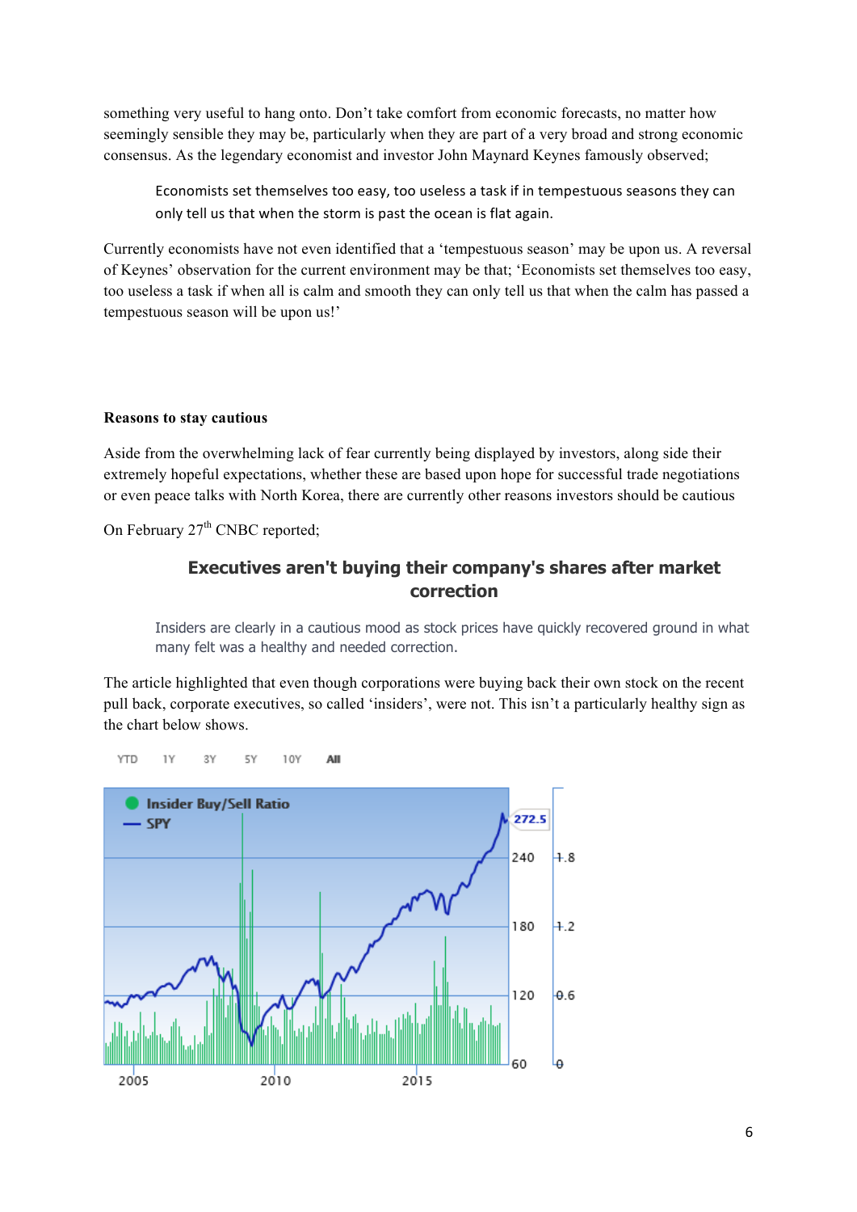something very useful to hang onto. Don't take comfort from economic forecasts, no matter how seemingly sensible they may be, particularly when they are part of a very broad and strong economic consensus. As the legendary economist and investor John Maynard Keynes famously observed;

> Economists set themselves too easy, too useless a task if in tempestuous seasons they can only tell us that when the storm is past the ocean is flat again.

Currently economists have not even identified that a 'tempestuous season' may be upon us. A reversal of Keynes' observation for the current environment may be that; 'Economists set themselves too easy, too useless a task if when all is calm and smooth they can only tell us that when the calm has passed a tempestuous season will be upon us!'

**Reasons to stay cautious**

Aside from the overwhelming lack of fear currently being displayed by investors, along side their extremely hopeful expectations, whether these are based upon hope for successful trade negotiations or even peace talks with North Korea, there are currently other reasons investors should be cautious

On February 27th CNBC reported;

> **Executives aren't buying their company's shares after market correction**
>
> Insiders are clearly in a cautious mood as stock prices have quickly recovered ground in what many felt was a healthy and needed correction.

The article highlighted that even though corporations were buying back their own stock on the recent pull back, corporate executives, so called 'insiders', were not. This isn't a particularly healthy sign as the chart below shows.

YTD 1Y 3Y 5Y 10Y All

Insider Buy/Sell Ratio
SPY

272.5

240 1.8
180 1.2
120 0.6
60 0

2005 2010 2015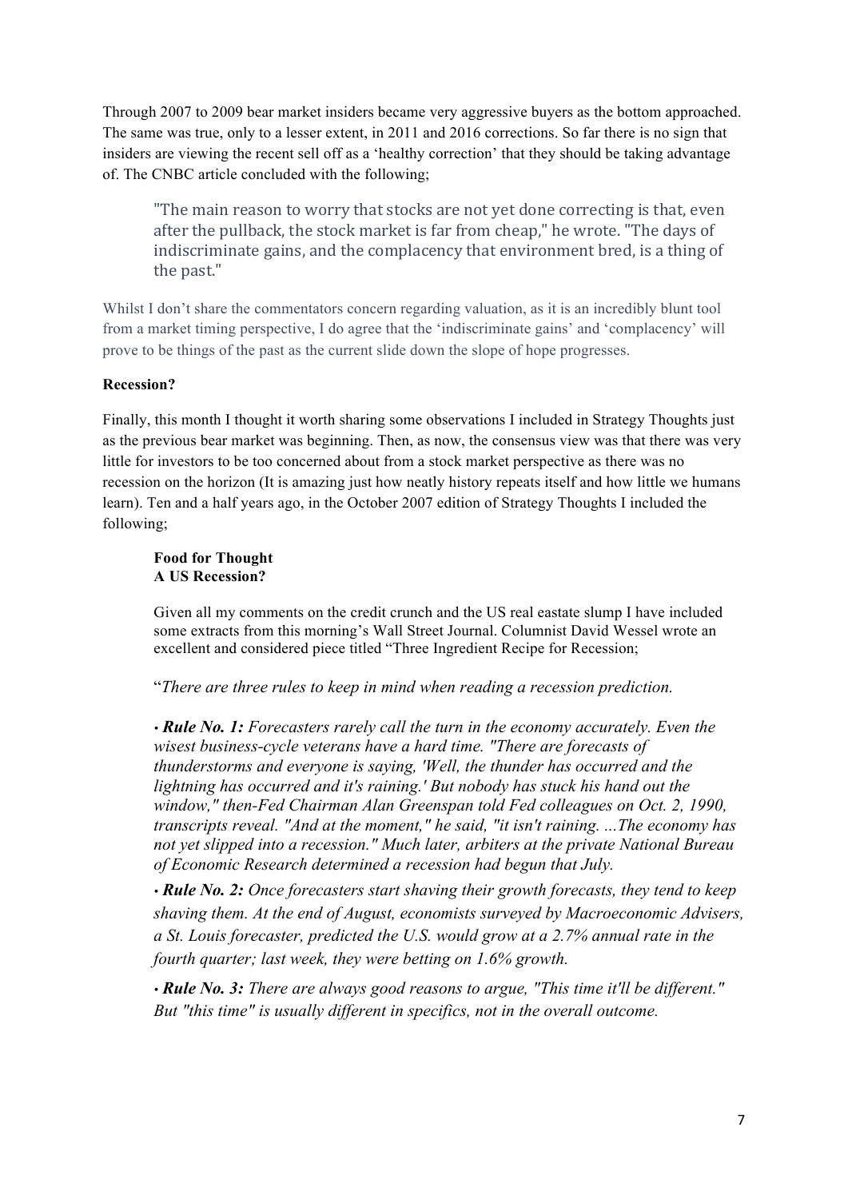Through 2007 to 2009 bear market insiders became very aggressive buyers as the bottom approached. The same was true, only to a lesser extent, in 2011 and 2016 corrections. So far there is no sign that insiders are viewing the recent sell off as a 'healthy correction' that they should be taking advantage of. The CNBC article concluded with the following;

> "The main reason to worry that stocks are not yet done correcting is that, even after the pullback, the stock market is far from cheap," he wrote. "The days of indiscriminate gains, and the complacency that environment bred, is a thing of the past."

Whilst I don't share the commentators concern regarding valuation, as it is an incredibly blunt tool from a market timing perspective, I do agree that the 'indiscriminate gains' and 'complacency' will prove to be things of the past as the current slide down the slope of hope progresses.

**Recession?**

Finally, this month I thought it worth sharing some observations I included in Strategy Thoughts just as the previous bear market was beginning. Then, as now, the consensus view was that there was very little for investors to be too concerned about from a stock market perspective as there was no recession on the horizon (It is amazing just how neatly history repeats itself and how little we humans learn). Ten and a half years ago, in the October 2007 edition of Strategy Thoughts I included the following;

> **Food for Thought**
> **A US Recession?**
>
> Given all my comments on the credit crunch and the US real eastate slump I have included some extracts from this morning's Wall Street Journal. Columnist David Wessel wrote an excellent and considered piece titled "Three Ingredient Recipe for Recession;
>
> "*There are three rules to keep in mind when reading a recession prediction.*
>
> • ***Rule No. 1:*** *Forecasters rarely call the turn in the economy accurately. Even the wisest business-cycle veterans have a hard time. "There are forecasts of thunderstorms and everyone is saying, 'Well, the thunder has occurred and the lightning has occurred and it's raining.' But nobody has stuck his hand out the window," then-Fed Chairman Alan Greenspan told Fed colleagues on Oct. 2, 1990, transcripts reveal. "And at the moment," he said, "it isn't raining. ...The economy has not yet slipped into a recession." Much later, arbiters at the private National Bureau of Economic Research determined a recession had begun that July.*
>
> • ***Rule No. 2:*** *Once forecasters start shaving their growth forecasts, they tend to keep shaving them. At the end of August, economists surveyed by Macroeconomic Advisers, a St. Louis forecaster, predicted the U.S. would grow at a 2.7% annual rate in the fourth quarter; last week, they were betting on 1.6% growth.*
>
> • ***Rule No. 3:*** *There are always good reasons to argue, "This time it'll be different." But "this time" is usually different in specifics, not in the overall outcome.*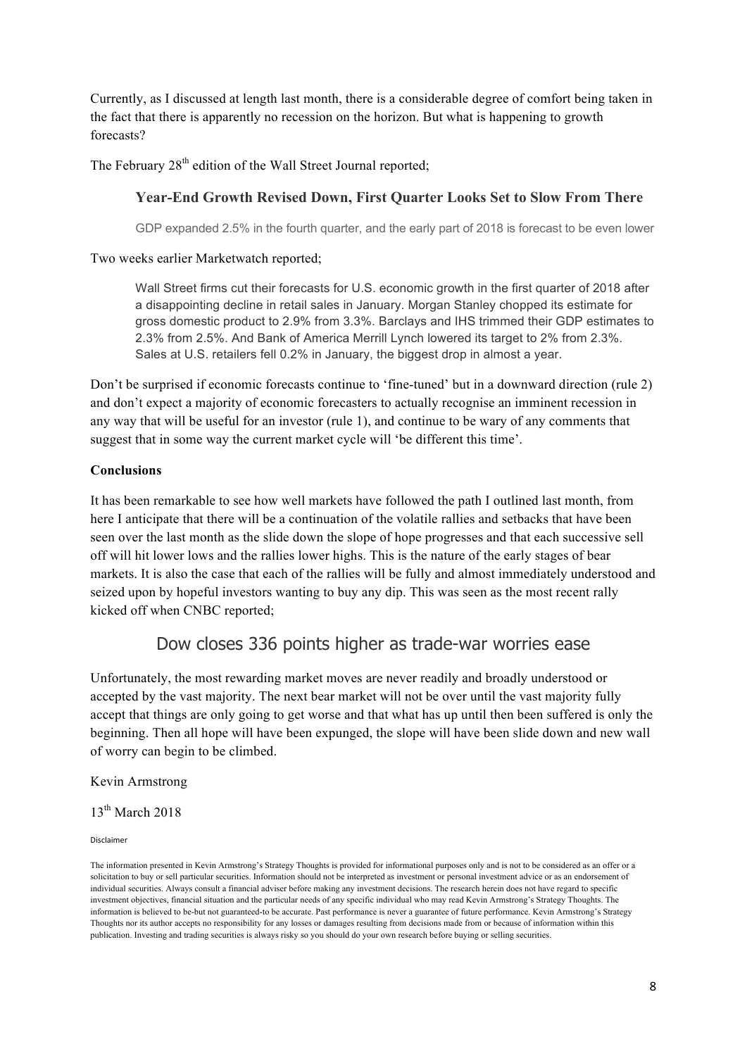Currently, as I discussed at length last month, there is a considerable degree of comfort being taken in the fact that there is apparently no recession on the horizon. But what is happening to growth forecasts?

The February 28th edition of the Wall Street Journal reported;

> **Year-End Growth Revised Down, First Quarter Looks Set to Slow From There**
>
> GDP expanded 2.5% in the fourth quarter, and the early part of 2018 is forecast to be even lower

Two weeks earlier Marketwatch reported;

> Wall Street firms cut their forecasts for U.S. economic growth in the first quarter of 2018 after a disappointing decline in retail sales in January. Morgan Stanley chopped its estimate for gross domestic product to 2.9% from 3.3%. Barclays and IHS trimmed their GDP estimates to 2.3% from 2.5%. And Bank of America Merrill Lynch lowered its target to 2% from 2.3%. Sales at U.S. retailers fell 0.2% in January, the biggest drop in almost a year.

Don't be surprised if economic forecasts continue to 'fine-tuned' but in a downward direction (rule 2) and don't expect a majority of economic forecasters to actually recognise an imminent recession in any way that will be useful for an investor (rule 1), and continue to be wary of any comments that suggest that in some way the current market cycle will 'be different this time'.

**Conclusions**

It has been remarkable to see how well markets have followed the path I outlined last month, from here I anticipate that there will be a continuation of the volatile rallies and setbacks that have been seen over the last month as the slide down the slope of hope progresses and that each successive sell off will hit lower lows and the rallies lower highs. This is the nature of the early stages of bear markets. It is also the case that each of the rallies will be fully and almost immediately understood and seized upon by hopeful investors wanting to buy any dip. This was seen as the most recent rally kicked off when CNBC reported;

> Dow closes 336 points higher as trade-war worries ease

Unfortunately, the most rewarding market moves are never readily and broadly understood or accepted by the vast majority. The next bear market will not be over until the vast majority fully accept that things are only going to get worse and that what has up until then been suffered is only the beginning. Then all hope will have been expunged, the slope will have been slide down and new wall of worry can begin to be climbed.

Kevin Armstrong

13th March 2018

Disclaimer

The information presented in Kevin Armstrong's Strategy Thoughts is provided for informational purposes only and is not to be considered as an offer or a solicitation to buy or sell particular securities. Information should not be interpreted as investment or personal investment advice or as an endorsement of individual securities. Always consult a financial adviser before making any investment decisions. The research herein does not have regard to specific investment objectives, financial situation and the particular needs of any specific individual who may read Kevin Armstrong's Strategy Thoughts. The information is believed to be-but not guaranteed-to be accurate. Past performance is never a guarantee of future performance. Kevin Armstrong's Strategy Thoughts nor its author accepts no responsibility for any losses or damages resulting from decisions made from or because of information within this publication. Investing and trading securities is always risky so you should do your own research before buying or selling securities.